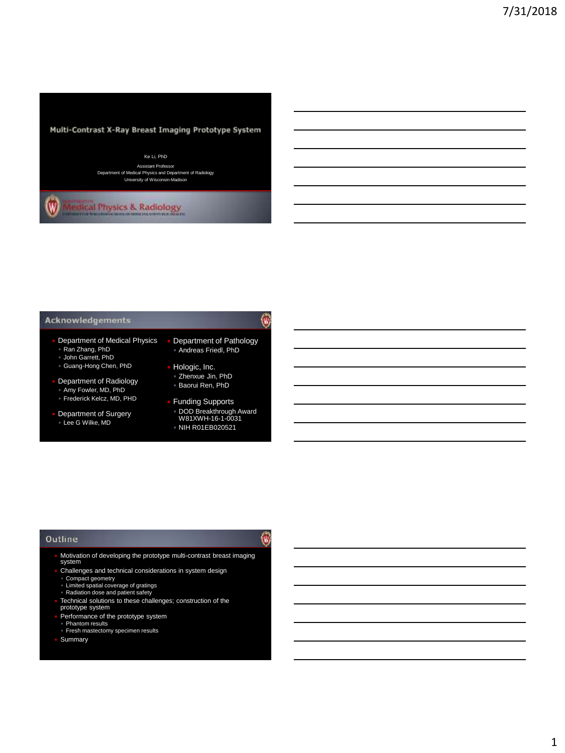# Multi-Contrast X-Ray Breast Imaging Prototype System

Ke Li, PhD

Assistant Professor
Department of Medical Physics and Department of Radiology
University of Wisconsin-Madison

Medical Physics & Radiology

## Acknowledgements

- Department of Medical Physics
  - Ran Zhang, PhD
  - John Garrett, PhD
  - Guang-Hong Chen, PhD
- Department of Radiology
  - Amy Fowler, MD, PhD
  - Frederick Kelcz, MD, PHD
- Department of Surgery
  - Lee G Wilke, MD
- Department of Pathology
  - Andreas Friedl, PhD
- Hologic, Inc.
  - Zhenxue Jin, PhD
  - Baorui Ren, PhD
- Funding Supports
  - DOD Breakthrough Award W81XWH-16-1-0031
  - NIH R01EB020521

## Outline

- Motivation of developing the prototype multi-contrast breast imaging system
- Challenges and technical considerations in system design
  - Compact geometry
  - Limited spatial coverage of gratings
  - Radiation dose and patient safety
- Technical solutions to these challenges; construction of the prototype system
- Performance of the prototype system
  - Phantom results
  - Fresh mastectomy specimen results
- Summary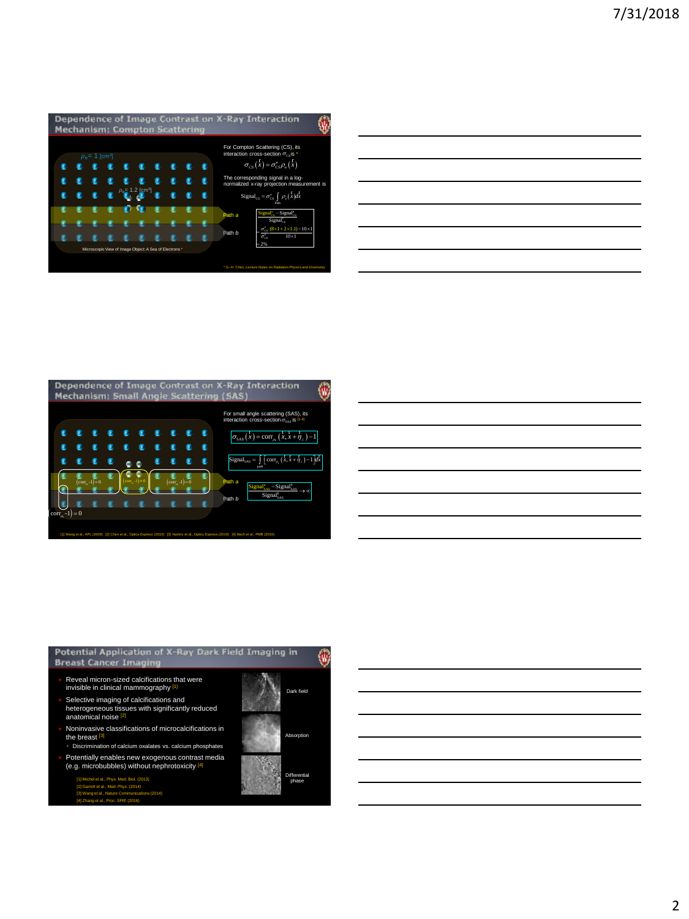## Dependence of Image Contrast on X-Ray Interaction Mechanism: Compton Scattering

$\rho_e$= 1 [cm$^3$]

$\rho_e$= 1.2 [cm$^3$]

Microscopic View of Image Object: A Sea of Electrons *

For Compton Scattering (CS), its interaction cross-section $\sigma_{CS}$ is *

$$\sigma_{CS}(\vec{x}) = \sigma_{CS}^e \rho_e(\vec{x})$$

The corresponding signal in a log-normalized x-ray projection measurement is

$$\text{Signal}_{CS} = \sigma_{CS}^e \int_{\text{Path}} \rho_e(\vec{x}) d\vec{x}$$

Path *a*

Path *b*

$$\frac{\text{Signal}_{CS}^a - \text{Signal}_{CS}^b}{\text{Signal}_{CS}^b} = \frac{\sigma_{CS}^e(8\times1+2\times1.1) - 10\times1}{\sigma_{CS}^e \; 10\times1} = 2\%$$

* G.-H. Chen, *Lecture Notes on Radiation Physics and Dosimetry*

## Dependence of Image Contrast on X-Ray Interaction Mechanism: Small Angle Scattering (SAS)

For small angle scattering (SAS), its interaction cross-section $\sigma_{SAS}$ is [1-4]

$$\sigma_{SAS}(\vec{x}) = \text{corr}_{\rho_e}(\vec{x}, \vec{x} + \vec{\eta}_\perp) - 1$$

$$\text{Signal}_{SAS} = \int_{\text{path}} \left[\text{corr}_{\rho_e}(\vec{x}, \vec{x} + \vec{\eta}_\perp) - 1\right] d\vec{x}$$

$(\text{corr}_{\rho_e} - 1) = 0$

$(\text{corr}_{\rho_e} - 1) \neq 0$

$(\text{corr}_{\rho_e} - 1) = 0$

$(\text{corr}_{\rho_e} - 1) = 0$

Path *a*

Path *b*

$$\frac{\text{Signal}_{SAS}^a - \text{Signal}_{SAS}^b}{\text{Signal}_{SAS}^b} \to \infty$$

[1] Wang et al., APL (2009) [2] Chen et al., Optics Express (2010) [3] Yashiro et al., Optics Express (2010) [4] Bech et al., PMB (2010)

## Potential Application of X-Ray Dark Field Imaging in Breast Cancer Imaging

- Reveal micron-sized calcifications that were invisible in clinical mammography [1]
- Selective imaging of calcifications and heterogeneous tissues with significantly reduced anatomical noise [2]
- Noninvasive classifications of microcalcifications in the breast [3]
  - Discrimination of calcium oxalates vs. calcium phosphates
- Potentially enables new exogenous contrast media (e.g. microbubbles) without nephrotoxicity [4]

Dark field

Absorption

Differential phase

[1] Michel et al., Phys. Med. Biol. (2013)
[2] Garrett et al., Med. Phys. (2014)
[3] Wang et al., Nature Communications (2014)
[4] Zhang et al., Proc. SPIE (2016)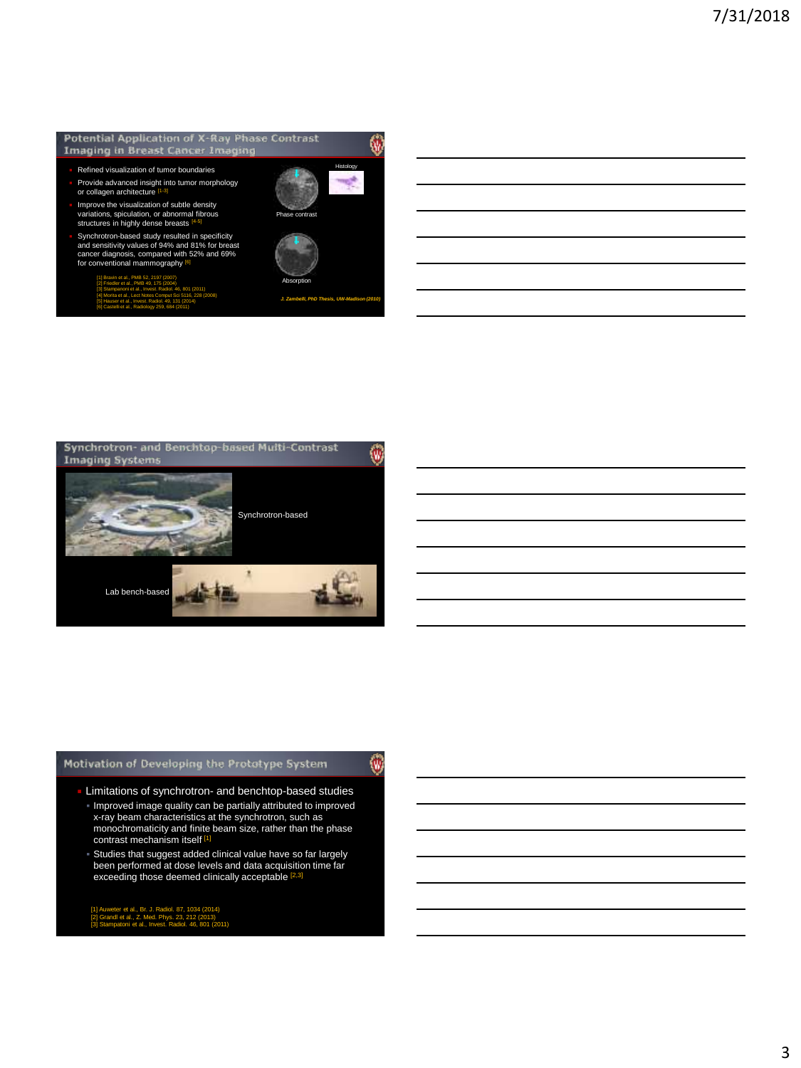## Potential Application of X-Ray Phase Contrast Imaging in Breast Cancer Imaging

- Refined visualization of tumor boundaries
- Provide advanced insight into tumor morphology or collagen architecture [1-3]
- Improve the visualization of subtle density variations, spiculation, or abnormal fibrous structures in highly dense breasts [4-5]
- Synchrotron-based study resulted in specificity and sensitivity values of 94% and 81% for breast cancer diagnosis, compared with 52% and 69% for conventional mammography [6]

[1] Bravin et al., PMB 52, 2197 (2007)
[2] Friedler et al., PMB 49, 175 (2004)
[3] Stampanoni et al., Invest. Radiol. 46, 801 (2011)
[4] Morita et al., Lect Notes Comput Sci 5116, 228 (2008)
[5] Hauser et al., Invest. Radiol. 49, 131 (2014)
[6] Castelli et al., Radiology 259, 684 (2011)

Histology

Phase contrast

Absorption

*J. Zambelli, PhD Thesis, UW-Madison (2010)*

## Synchrotron- and Benchtop-based Multi-Contrast Imaging Systems

Synchrotron-based

Lab bench-based

## Motivation of Developing the Prototype System

- Limitations of synchrotron- and benchtop-based studies
  - Improved image quality can be partially attributed to improved x-ray beam characteristics at the synchrotron, such as monochromaticity and finite beam size, rather than the phase contrast mechanism itself [1]
  - Studies that suggest added clinical value have so far largely been performed at dose levels and data acquisition time far exceeding those deemed clinically acceptable [2,3]

[1] Auweter et al., Br. J. Radiol. 87, 1034 (2014)
[2] Grandl et al., Z. Med. Phys. 23, 212 (2013)
[3] Stampatoni et al., Invest. Radiol. 46, 801 (2011)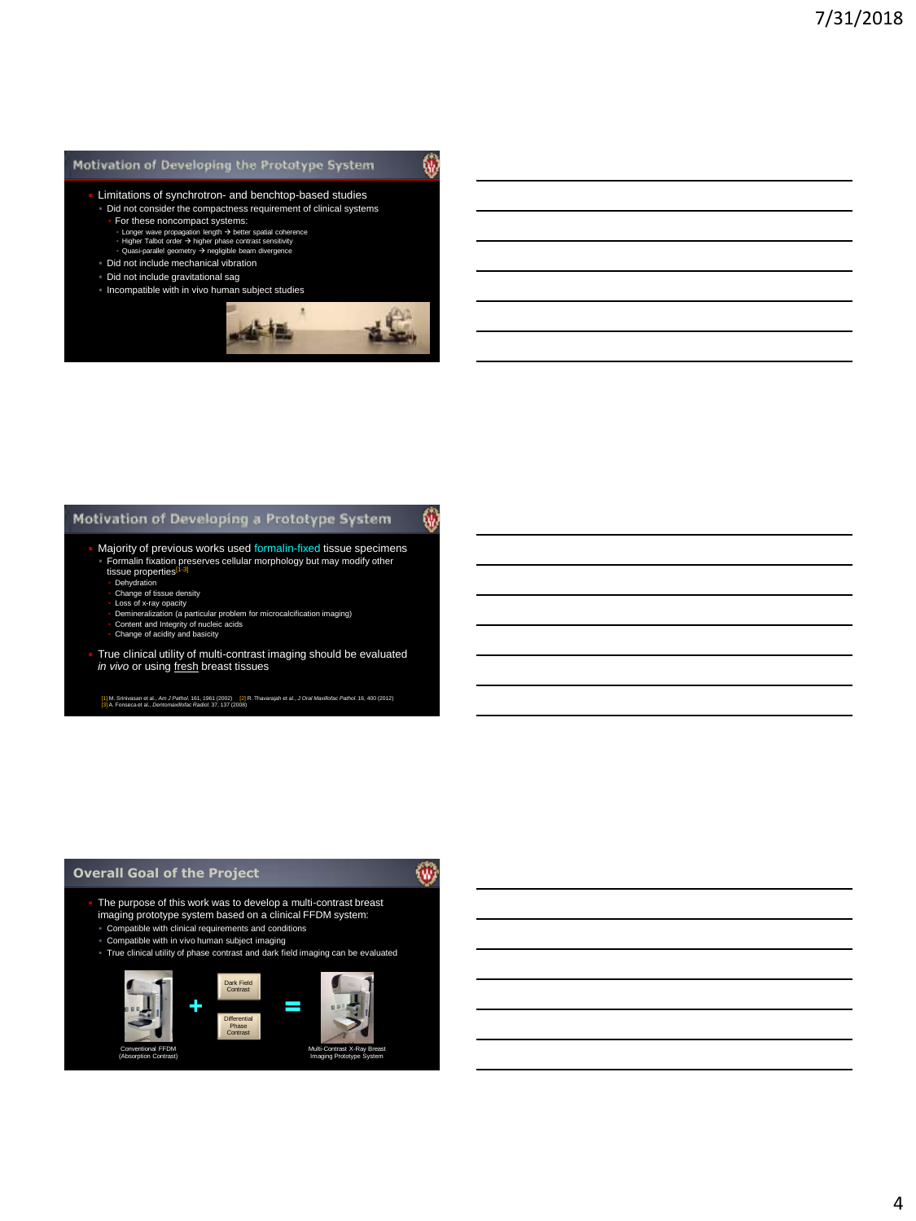## Motivation of Developing the Prototype System

- Limitations of synchrotron- and benchtop-based studies
  - Did not consider the compactness requirement of clinical systems
    - For these noncompact systems:
      - Longer wave propagation length → better spatial coherence
      - Higher Talbot order → higher phase contrast sensitivity
      - Quasi-parallel geometry → negligible beam divergence
  - Did not include mechanical vibration
  - Did not include gravitational sag
  - Incompatible with in vivo human subject studies

## Motivation of Developing a Prototype System

- Majority of previous works used formalin-fixed tissue specimens
  - Formalin fixation preserves cellular morphology but may modify other tissue properties[1-3]
    - Dehydration
    - Change of tissue density
    - Loss of x-ray opacity
    - Demineralization (a particular problem for microcalcification imaging)
    - Content and Integrity of nucleic acids
    - Change of acidity and basicity
- True clinical utility of multi-contrast imaging should be evaluated *in vivo* or using fresh breast tissues

[1] M. Srinivasan et al., *Am J Pathol.* 161, 1961 (2002) [2] R. Thavarajah et al., *J Oral Maxillofac Pathol.* 16, 400 (2012) [3] A. Fonseca et al., *Dentomaxillofac Radiol.* 37, 137 (2008)

## Overall Goal of the Project

- The purpose of this work was to develop a multi-contrast breast imaging prototype system based on a clinical FFDM system:
  - Compatible with clinical requirements and conditions
  - Compatible with in vivo human subject imaging
  - True clinical utility of phase contrast and dark field imaging can be evaluated

Conventional FFDM (Absorption Contrast) + Dark Field Contrast / Differential Phase Contrast = Multi-Contrast X-Ray Breast Imaging Prototype System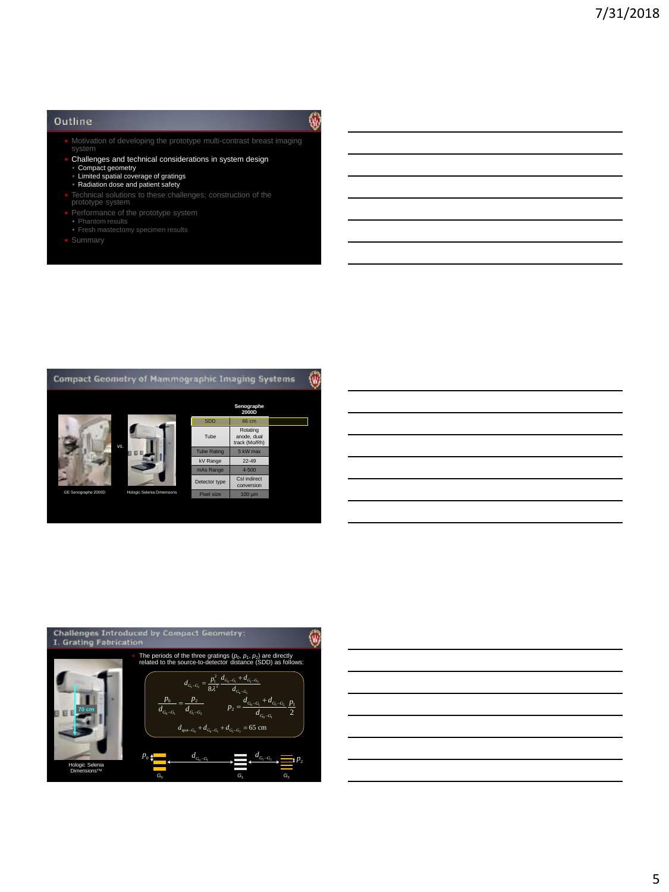## Outline

- Motivation of developing the prototype multi-contrast breast imaging system
- Challenges and technical considerations in system design
  - Compact geometry
  - Limited spatial coverage of gratings
  - Radiation dose and patient safety
- Technical solutions to these challenges; construction of the prototype system
- Performance of the prototype system
  - Phantom results
  - Fresh mastectomy specimen results
- Summary

## Compact Geometry of Mammographic Imaging Systems

GE Senographe 2000D vs. Hologic Selenia Dimensions

| | Senographe 2000D |
|---|---|
| SDD | 66 cm |
| Tube | Rotating anode, dual track (Mo/Rh) |
| Tube Rating | 5 kW max |
| kV Range | 22-49 |
| mAs Range | 4-500 |
| Detector type | CsI indirect conversion |
| Pixel size | 100 µm |

## Challenges Introduced by Compact Geometry: I. Grating Fabrication

- The periods of the three gratings ($p_0$, $p_1$, $p_2$) are directly related to the source-to-detector distance (SDD) as follows:

$$d_{G_1-G_2} = \frac{p_1^2}{8\lambda^2}\frac{d_{G_0-G_1}+d_{G_1-G_2}}{d_{G_0-G_1}}$$

$$\frac{p_0}{d_{G_0-G_1}} = \frac{p_2}{d_{G_1-G_2}} \qquad p_2 = \frac{d_{G_0-G_1}+d_{G_1-G_2}}{d_{G_0-G_1}}\frac{p_1}{2}$$

$$d_{spot-G_0} + d_{G_0-G_1} + d_{G_1-G_2} = 65 \text{ cm}$$

70 cm

Hologic Selenia Dimensions™

$p_0$, $d_{G_0-G_1}$, $d_{G_1-G_2}$, $p_2$, $G_0$, $G_1$, $G_2$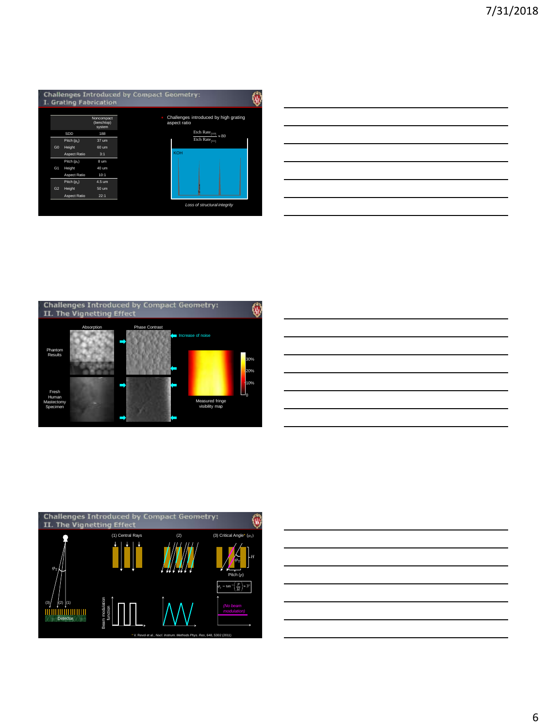## Challenges Introduced by Compact Geometry: I. Grating Fabrication

| | | Noncompact (benchtop) system |
|---|---|---|
| | SDD | 188 |
| G0 | Pitch ($p_0$) | 37 um |
| | Height | 60 um |
| | Aspect Ratio | 3:1 |
| G1 | Pitch ($p_1$) | 8 um |
| | Height | 40 um |
| | Aspect Ratio | 10:1 |
| G2 | Pitch ($p_2$) | 4.5 um |
| | Height | 50 um |
| | Aspect Ratio | 22:1 |

- Challenges introduced by high grating aspect ratio

$$\frac{\text{Etch Rate}_{(110)}}{\text{Etch Rate}_{(111)}} \approx 80$$

KOH

*Loss of structural integrity*

## Challenges Introduced by Compact Geometry: II. The Vignetting Effect

Absorption | Phase Contrast

Phantom Results

Fresh Human Mastectomy Specimen

Increase of noise

30% 20% 10% 0

Measured fringe visibility map

## Challenges Introduced by Compact Geometry: II. The Vignetting Effect

$\varphi_T$

(3) (2) (1)

Detector

(1) Central Rays | (2) | (3) Critical Angle* ($\varphi_T$)

$H$

$\varphi_T$

Pitch ($p$)

$$\varphi_T = \tan^{-1}\left(\frac{p}{H}\right) \approx 3^\circ$$

Beam modulation function

(No beam modulation)

* V. Revol et al., *Nucl. Instrum. Methods Phys. Res*, 648, S302 (2011)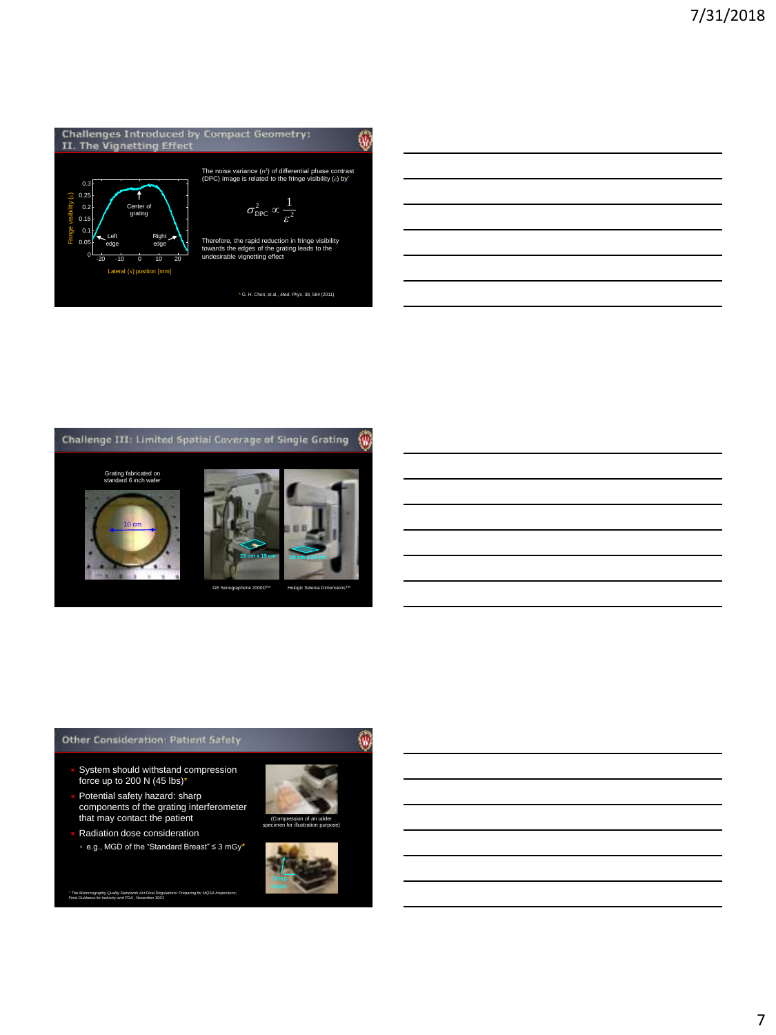## Challenges Introduced by Compact Geometry: II. The Vignetting Effect

The noise variance ($\sigma^2$) of differential phase contrast (DPC) image is related to the fringe visibility ($\varepsilon$) by*

$$\sigma^2_{\text{DPC}} \propto \frac{1}{\varepsilon^2}$$

Therefore, the rapid reduction in fringe visibility towards the edges of the grating leads to the undesirable vignetting effect

Fringe visibility ($\varepsilon$) vs. Lateral ($x$) position [mm] — Left edge, Center of grating, Right edge

* G. H. Chen, et al., *Med. Phys.* 38, 584 (2011)

## Challenge III: Limited Spatial Coverage of Single Grating

Grating fabricated on standard 6 inch wafer

10 cm

23 cm x 19 cm — GE Senographene 2000D™

29 cm x 24 cm — Hologic Selenia Dimensions™

## Other Consideration: Patient Safety

- System should withstand compression force up to 200 N (45 lbs)*
- Potential safety hazard: sharp components of the grating interferometer that may contact the patient
- Radiation dose consideration
  - e.g., MGD of the "Standard Breast" ≤ 3 mGy*

(Compression of an udder specimen for illustration purpose)

Sharp edges

* The Mammography Quality Standards Act Final Regulations: Preparing for MQSA Inspections; Final Guidance for Industry and FDA., November 2001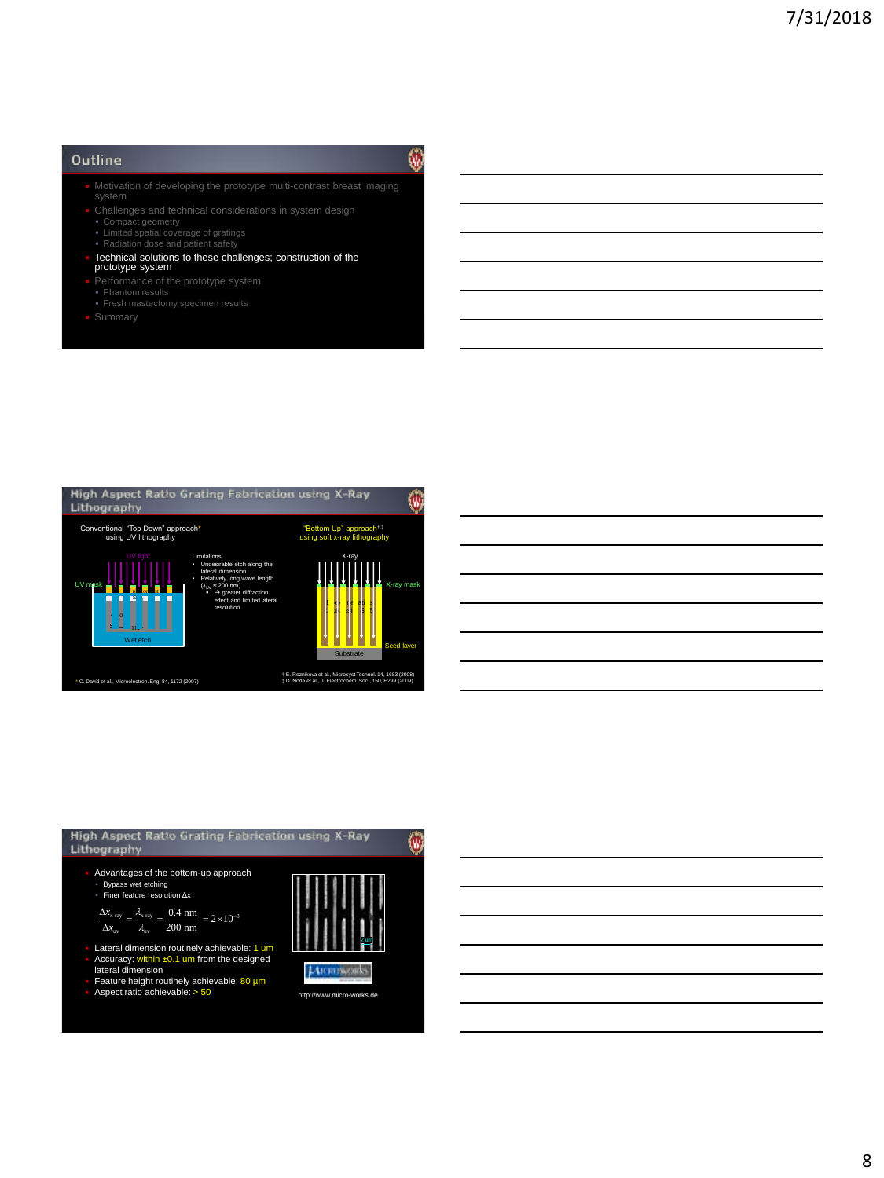## Outline

- Motivation of developing the prototype multi-contrast breast imaging system
- Challenges and technical considerations in system design
  - Compact geometry
  - Limited spatial coverage of gratings
  - Radiation dose and patient safety
- Technical solutions to these challenges; construction of the prototype system
- Performance of the prototype system
  - Phantom results
  - Fresh mastectomy specimen results
- Summary

## High Aspect Ratio Grating Fabrication using X-Ray Lithography

Conventional "Top Down" approach* using UV lithography

UV light

UV mask

Wet etch

Limitations:

- Undesirable etch along the lateral dimension
- Relatively long wave length ($\lambda_{uv} \approx 200$ nm)
  - → greater diffraction effect and limited lateral resolution

"Bottom Up" approach†‡ using soft x-ray lithography

X-ray

X-ray mask

Seed layer

Substrate

* C. David et al., Microelectron. Eng. 84, 1172 (2007)

† E. Reznikova et al., Microsyst Technol. 14, 1683 (2008)
‡ D. Noda et al., J. Electrochem. Soc., 150, H299 (2009)

## High Aspect Ratio Grating Fabrication using X-Ray Lithography

- Advantages of the bottom-up approach
  - Bypass wet etching
  - Finer feature resolution Δx

$$\frac{\Delta x_{x\text{-ray}}}{\Delta x_{uv}} = \frac{\lambda_{x\text{-ray}}}{\lambda_{uv}} = \frac{0.4 \text{ nm}}{200 \text{ nm}} = 2\times10^{-3}$$

- Lateral dimension routinely achievable: 1 um
- Accuracy: within ±0.1 um from the designed lateral dimension
- Feature height routinely achievable: 80 µm
- Aspect ratio achievable: > 50

2 um

MICROWORKS

http://www.micro-works.de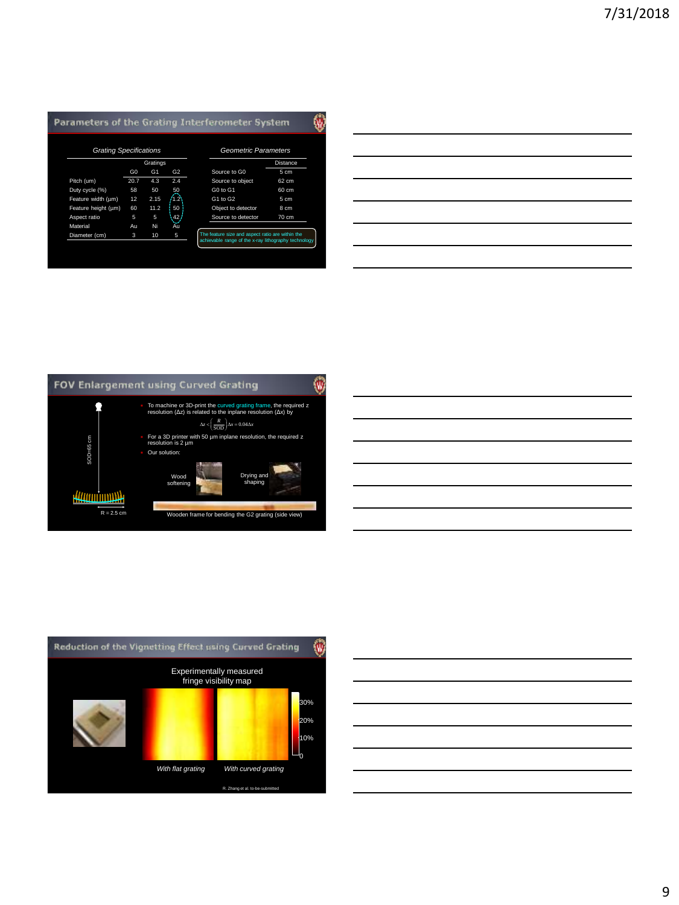## Parameters of the Grating Interferometer System

*Grating Specifications*

| | Gratings | | |
|---|---|---|---|
| | G0 | G1 | G2 |
| Pitch (um) | 20.7 | 4.3 | 2.4 |
| Duty cycle (%) | 58 | 50 | 50 |
| Feature width (μm) | 12 | 2.15 | 1.2 |
| Feature height (μm) | 60 | 11.2 | 50 |
| Aspect ratio | 5 | 5 | 42 |
| Material | Au | Ni | Au |
| Diameter (cm) | 3 | 10 | 5 |

*Geometric Parameters*

| | Distance |
|---|---|
| Source to G0 | 5 cm |
| Source to object | 62 cm |
| G0 to G1 | 60 cm |
| G1 to G2 | 5 cm |
| Object to detector | 8 cm |
| Source to detector | 70 cm |

The feature size and aspect ratio are within the achievable range of the x-ray lithography technology

## FOV Enlargement using Curved Grating

SOD=65 cm

R = 2.5 cm

- To machine or 3D-print the curved grating frame, the required z resolution (Δz) is related to the inplane resolution (Δx) by

$$\Delta z < \left(\frac{R}{\text{SOD}}\right)\Delta x = 0.04\Delta x$$

- For a 3D printer with 50 μm inplane resolution, the required z resolution is 2 μm
- Our solution:

Wood softening

Drying and shaping

Wooden frame for bending the G2 grating (side view)

## Reduction of the Vignetting Effect using Curved Grating

Experimentally measured fringe visibility map

30%
20%
10%
0

*With flat grating* *With curved grating*

R. Zhang et al. to-be-submitted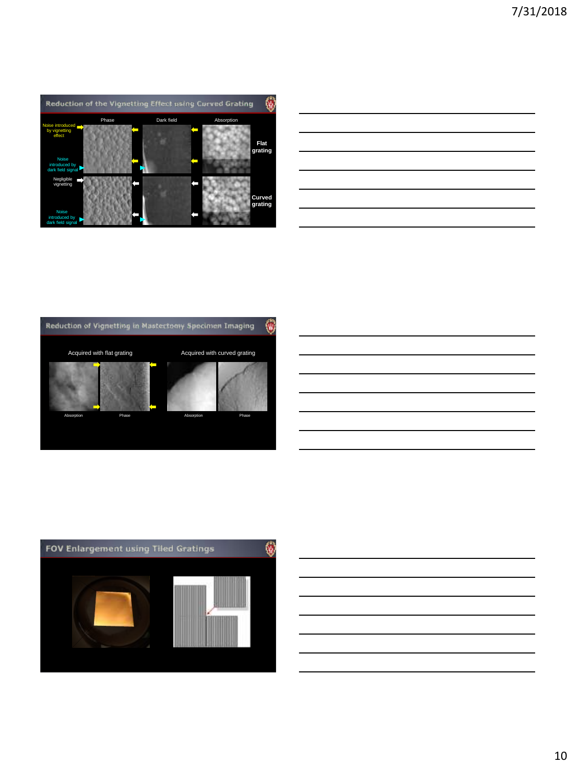## Reduction of the Vignetting Effect using Curved Grating

Phase | Dark field | Absorption

Noise introduced by vignetting effect

Noise introduced by dark field signal

Negligible vignetting

Noise introduced by dark field signal

Flat grating

Curved grating

## Reduction of Vignetting in Mastectomy Specimen Imaging

Acquired with flat grating

Acquired with curved grating

Absorption | Phase | Absorption | Phase

## FOV Enlargement using Tiled Gratings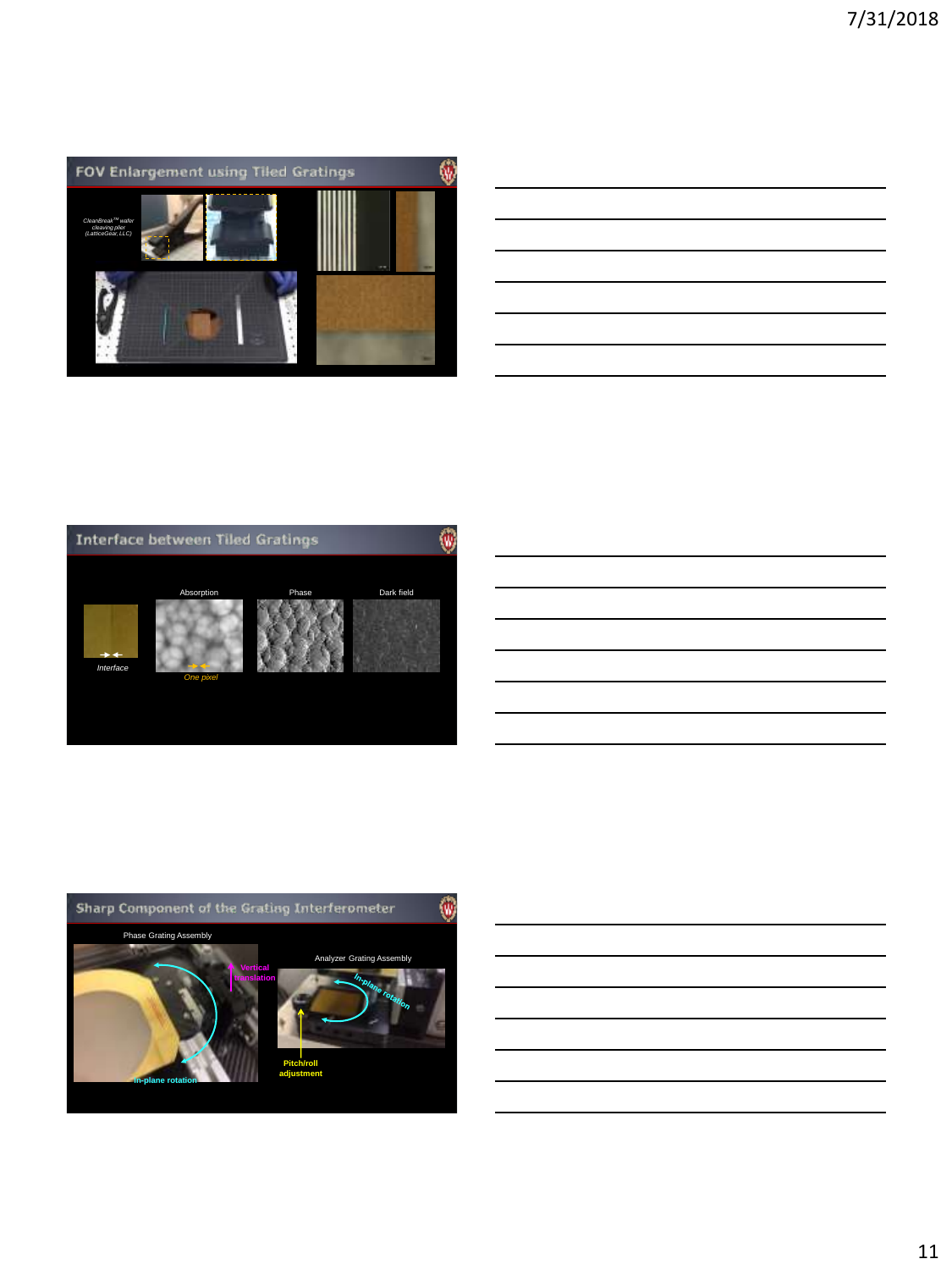## FOV Enlargement using Tiled Gratings

CleanBreak™ wafer cleaving plier (LatticeGear, LLC)

## Interface between Tiled Gratings

Absorption

Phase

Dark field

*Interface*

*One pixel*

## Sharp Component of the Grating Interferometer

Phase Grating Assembly

Vertical translation

In-plane rotation

Analyzer Grating Assembly

In-plane rotation

Pitch/roll adjustment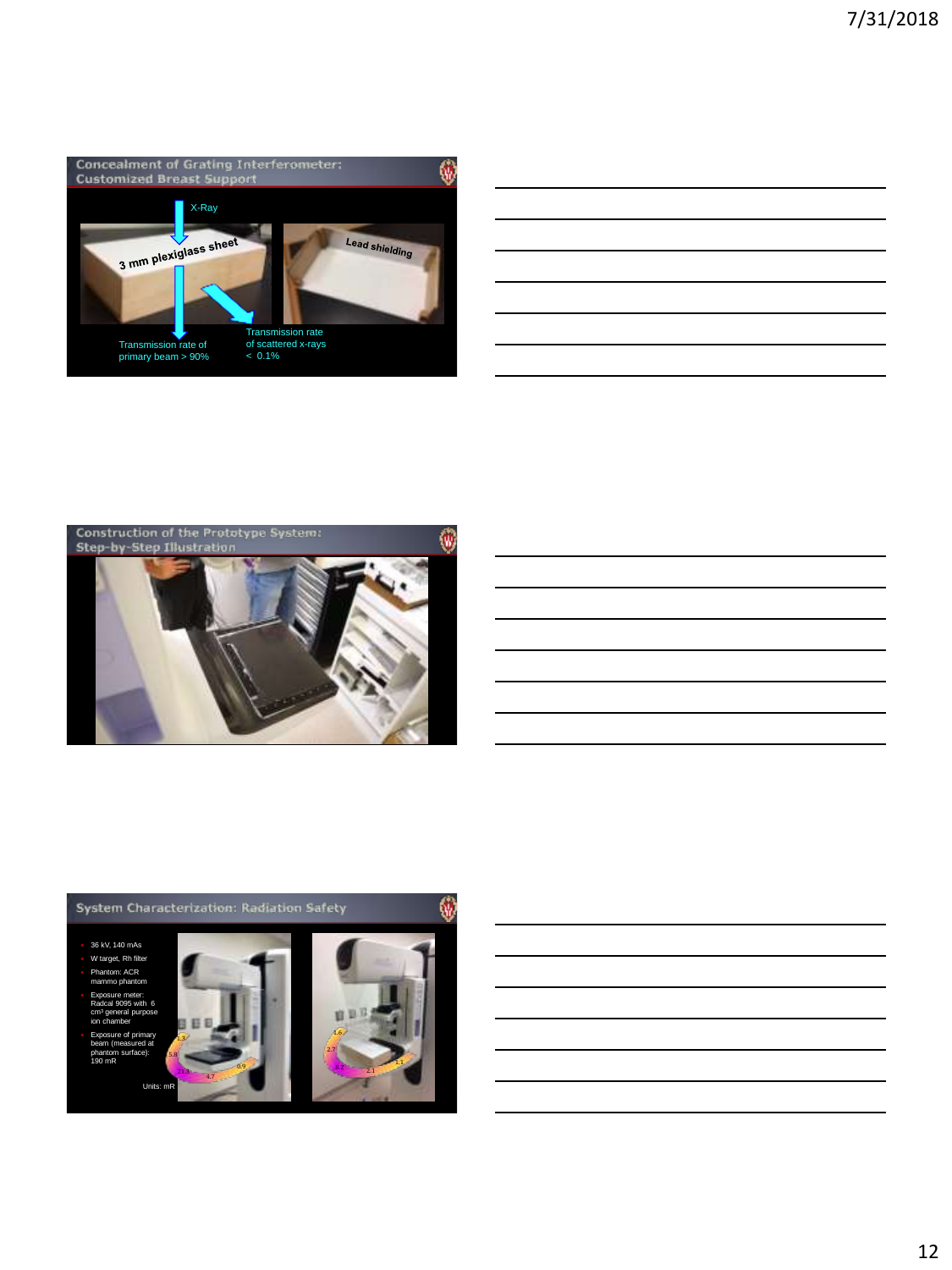## Concealment of Grating Interferometer: Customized Breast Support

X-Ray

3 mm plexiglass sheet

Lead shielding

Transmission rate of primary beam > 90%

Transmission rate of scattered x-rays < 0.1%

## Construction of the Prototype System: Step-by-Step Illustration

## System Characterization: Radiation Safety

- 36 kV, 140 mAs
- W target, Rh filter
- Phantom: ACR mammo phantom
- Exposure meter: Radcal 9095 with 6 cm³ general purpose ion chamber
- Exposure of primary beam (measured at phantom surface): 190 mR

Units: mR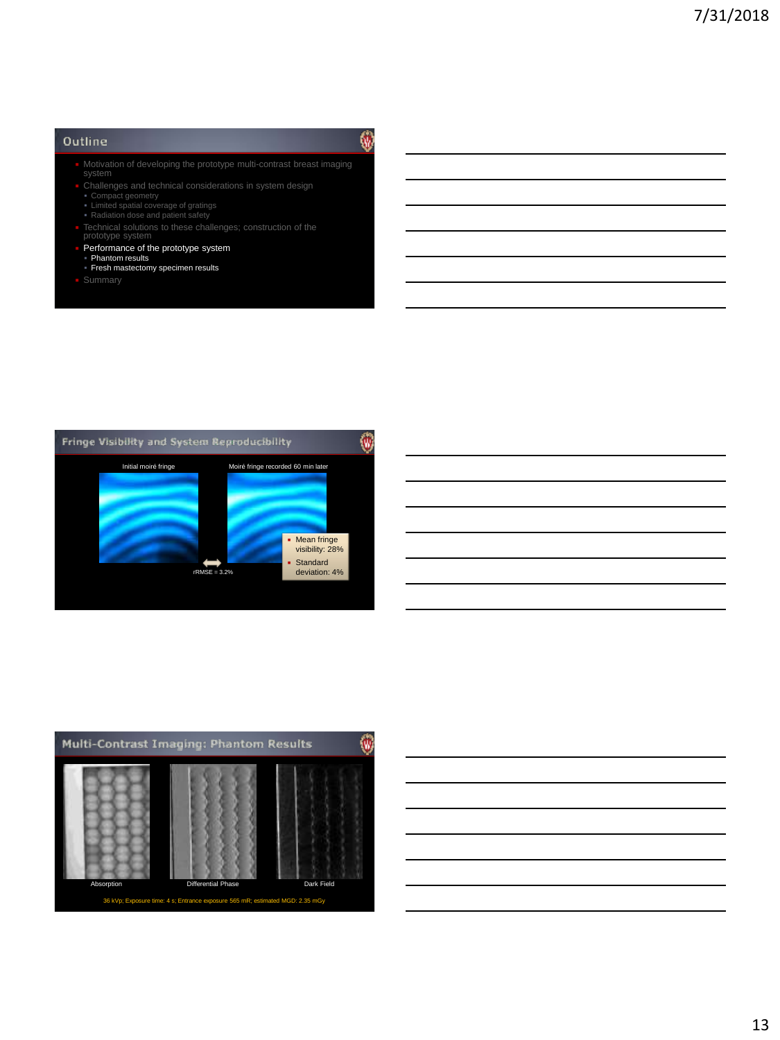## Outline

- Motivation of developing the prototype multi-contrast breast imaging system
- Challenges and technical considerations in system design
  - Compact geometry
  - Limited spatial coverage of gratings
  - Radiation dose and patient safety
- Technical solutions to these challenges; construction of the prototype system
- Performance of the prototype system
  - Phantom results
  - Fresh mastectomy specimen results
- Summary

## Fringe Visibility and System Reproducibility

Initial moiré fringe

Moiré fringe recorded 60 min later

rRMSE = 3.2%

- Mean fringe visibility: 28%
- Standard deviation: 4%

## Multi-Contrast Imaging: Phantom Results

Absorption

Differential Phase

Dark Field

36 kVp; Exposure time: 4 s; Entrance exposure 565 mR; estimated MGD: 2.35 mGy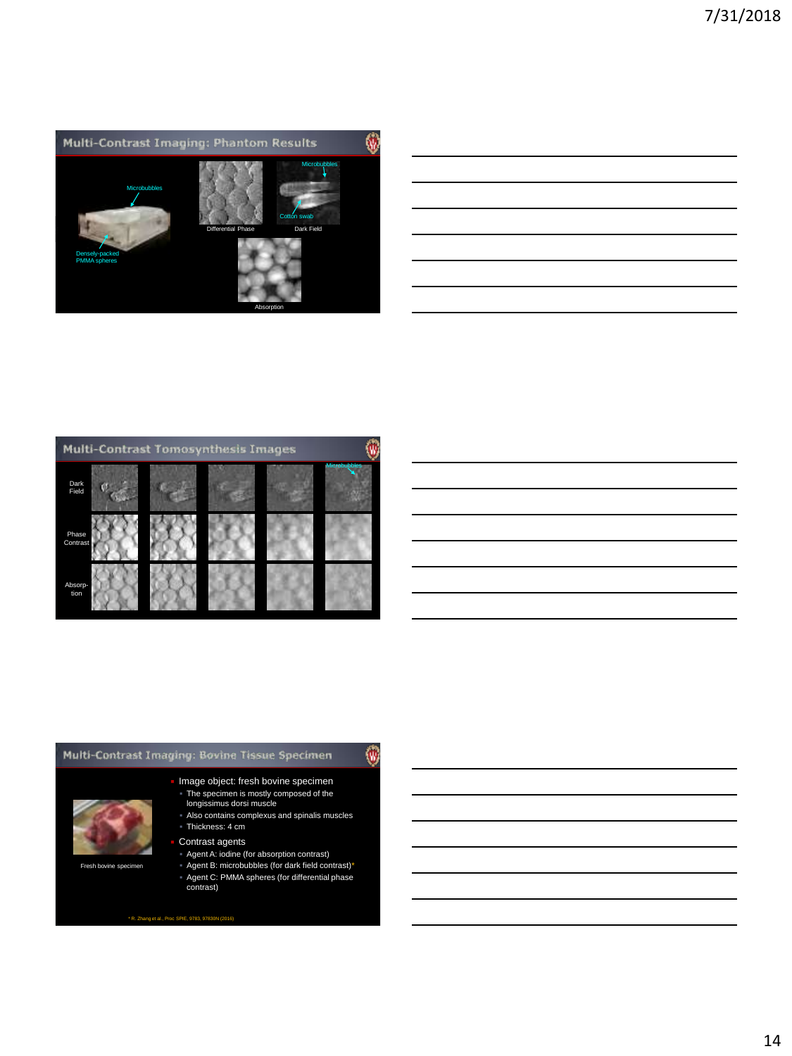## Multi-Contrast Imaging: Phantom Results

Microbubbles

Densely-packed PMMA spheres

Differential Phase

Microbubbles

Cotton swab

Dark Field

Absorption

## Multi-Contrast Tomosynthesis Images

Dark Field

Phase Contrast

Absorption

Microbubbles

## Multi-Contrast Imaging: Bovine Tissue Specimen

Fresh bovine specimen

- Image object: fresh bovine specimen
  - The specimen is mostly composed of the longissimus dorsi muscle
  - Also contains complexus and spinalis muscles
  - Thickness: 4 cm
- Contrast agents
  - Agent A: iodine (for absorption contrast)
  - Agent B: microbubbles (for dark field contrast)*
  - Agent C: PMMA spheres (for differential phase contrast)

* R. Zhang et al., Proc SPIE, 9783, 97830N (2016)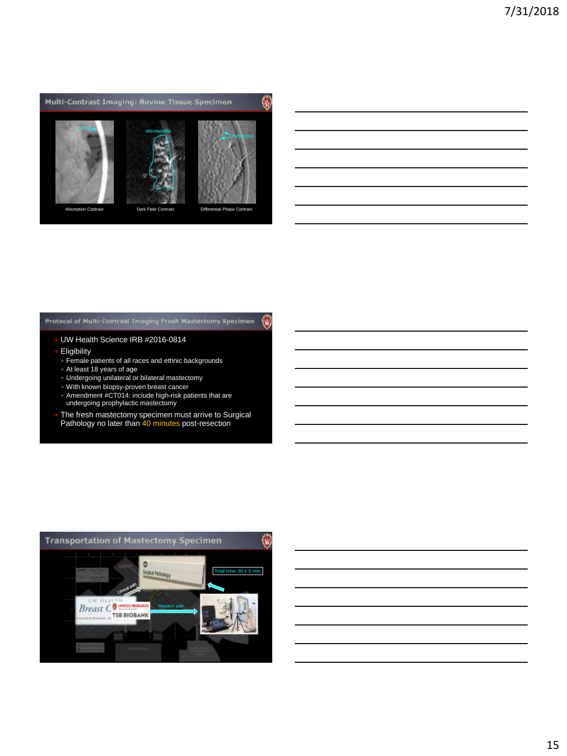## Multi-Contrast Imaging: Bovine Tissue Specimen

Absorption Contrast — Dark Field Contrast — Differential Phase Contrast

## Protocol of Multi-Contrast Imaging Fresh Mastectomy Specimen

- UW Health Science IRB #2016-0814
- Eligibility
  - Female patients of all races and ethnic backgrounds
  - At least 18 years of age
  - Undergoing unilateral or bilateral mastectomy
  - With known biopsy-proven breast cancer
  - Amendment #CT014: include high-risk patients that are undergoing prophylactic mastectomy
- The fresh mastectomy specimen must arrive to Surgical Pathology no later than 40 minutes post-resection

## Transportation of Mastectomy Specimen

Total time: 30 ± 5 min

Clinical path

Research path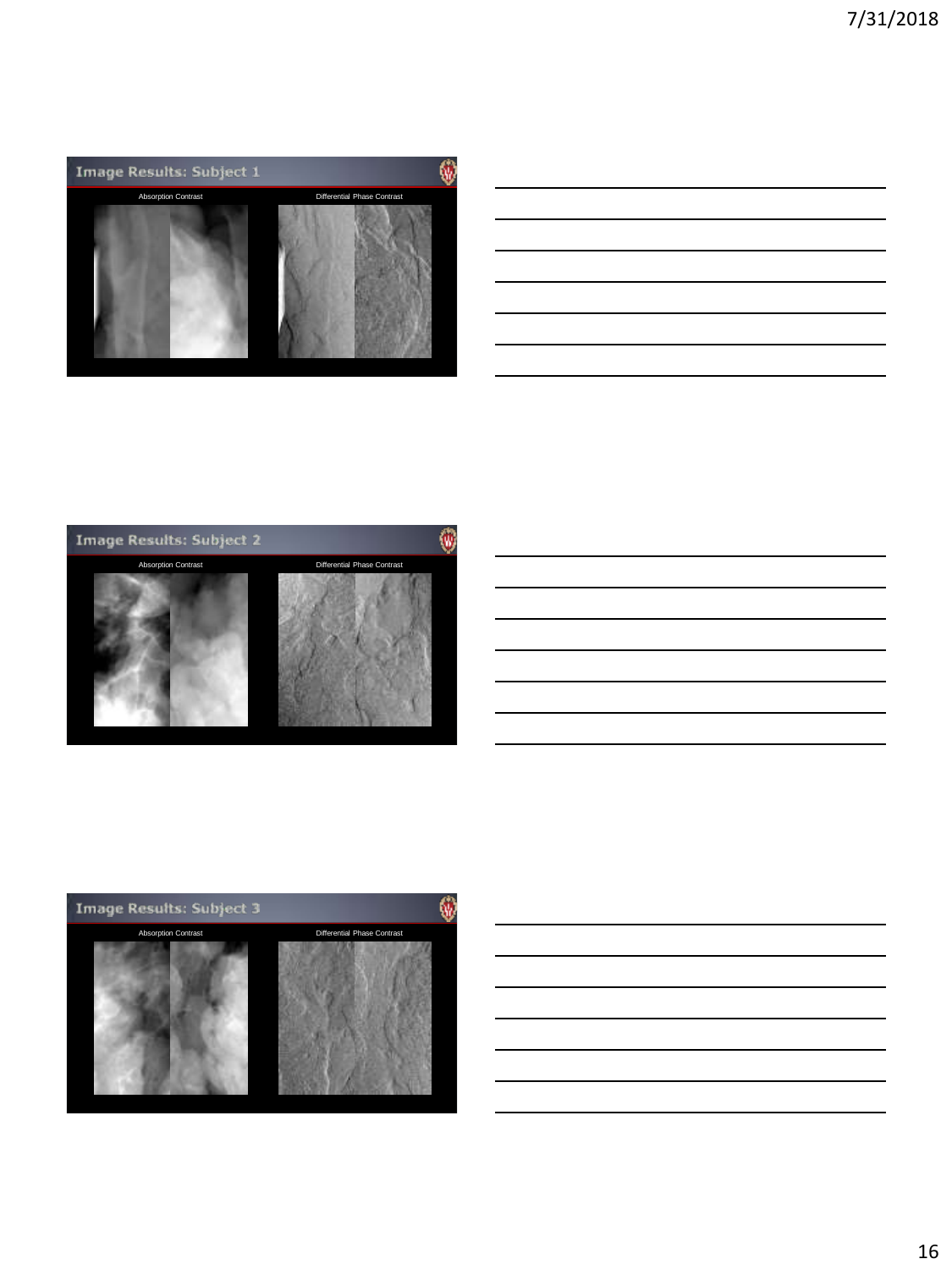## Image Results: Subject 1

Absorption Contrast

Differential Phase Contrast

## Image Results: Subject 2

Absorption Contrast

Differential Phase Contrast

## Image Results: Subject 3

Absorption Contrast

Differential Phase Contrast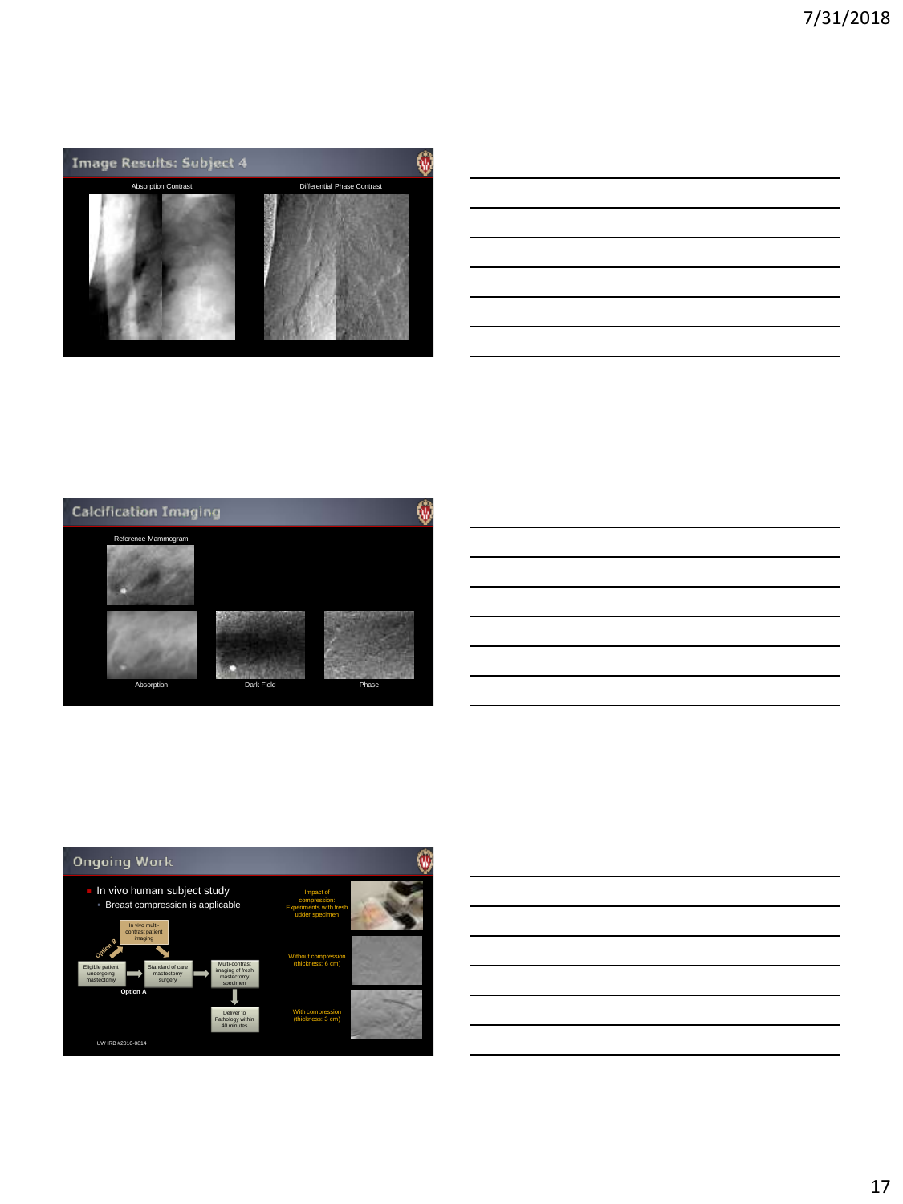## Image Results: Subject 4

Absorption Contrast

Differential Phase Contrast

## Calcification Imaging

Reference Mammogram

Absorption

Dark Field

Phase

## Ongoing Work

- In vivo human subject study
  - Breast compression is applicable

In vivo multi-contrast patient imaging

Option B

Eligible patient undergoing mastectomy

Standard of care mastectomy surgery

Multi-contrast imaging of fresh mastectomy specimen

Option A

Deliver to Pathology within 40 minutes

UW IRB #2016-0814

Impact of compression: Experiments with fresh udder specimen

Without compression (thickness: 6 cm)

With compression (thickness: 3 cm)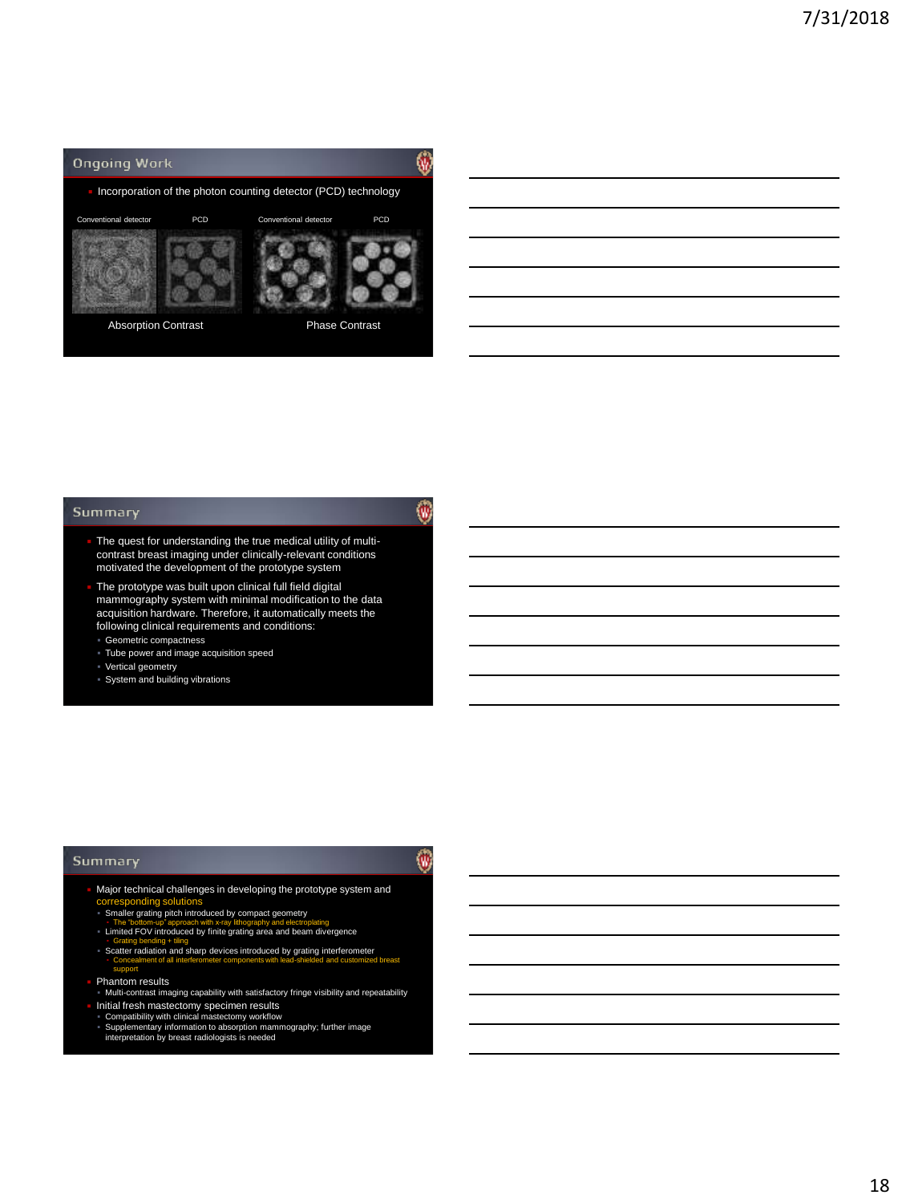## Ongoing Work

- Incorporation of the photon counting detector (PCD) technology

Conventional detector PCD Conventional detector PCD

Absorption Contrast Phase Contrast

## Summary

- The quest for understanding the true medical utility of multi-contrast breast imaging under clinically-relevant conditions motivated the development of the prototype system
- The prototype was built upon clinical full field digital mammography system with minimal modification to the data acquisition hardware. Therefore, it automatically meets the following clinical requirements and conditions:
  - Geometric compactness
  - Tube power and image acquisition speed
  - Vertical geometry
  - System and building vibrations

## Summary

- Major technical challenges in developing the prototype system and corresponding solutions
  - Smaller grating pitch introduced by compact geometry
    - The "bottom-up" approach with x-ray lithography and electroplating
  - Limited FOV introduced by finite grating area and beam divergence
    - Grating bending + tiling
  - Scatter radiation and sharp devices introduced by grating interferometer
    - Concealment of all interferometer components with lead-shielded and customized breast support
- Phantom results
  - Multi-contrast imaging capability with satisfactory fringe visibility and repeatability
- Initial fresh mastectomy specimen results
  - Compatibility with clinical mastectomy workflow
  - Supplementary information to absorption mammography; further image interpretation by breast radiologists is needed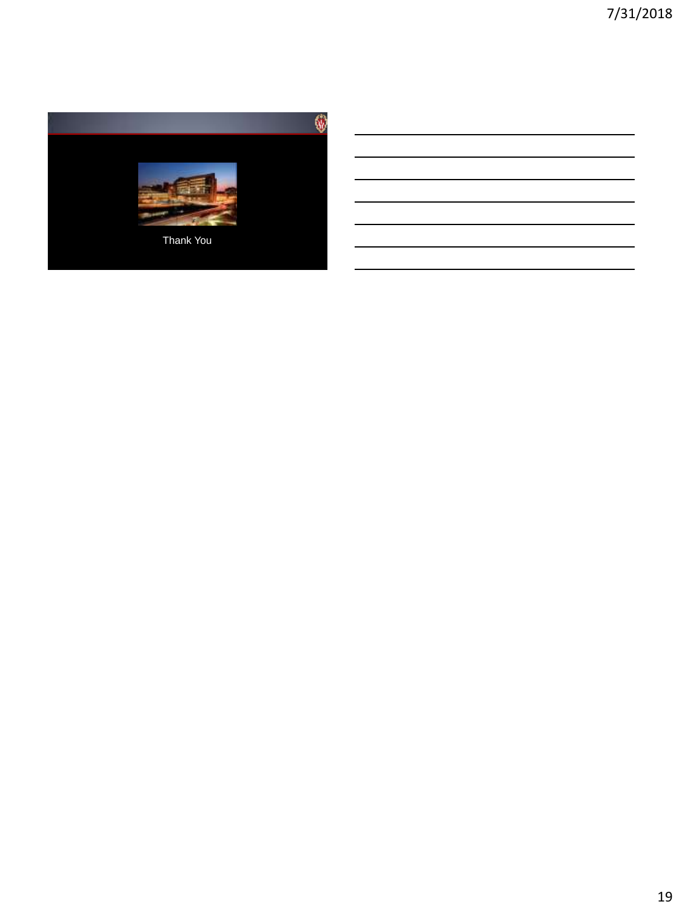Thank You